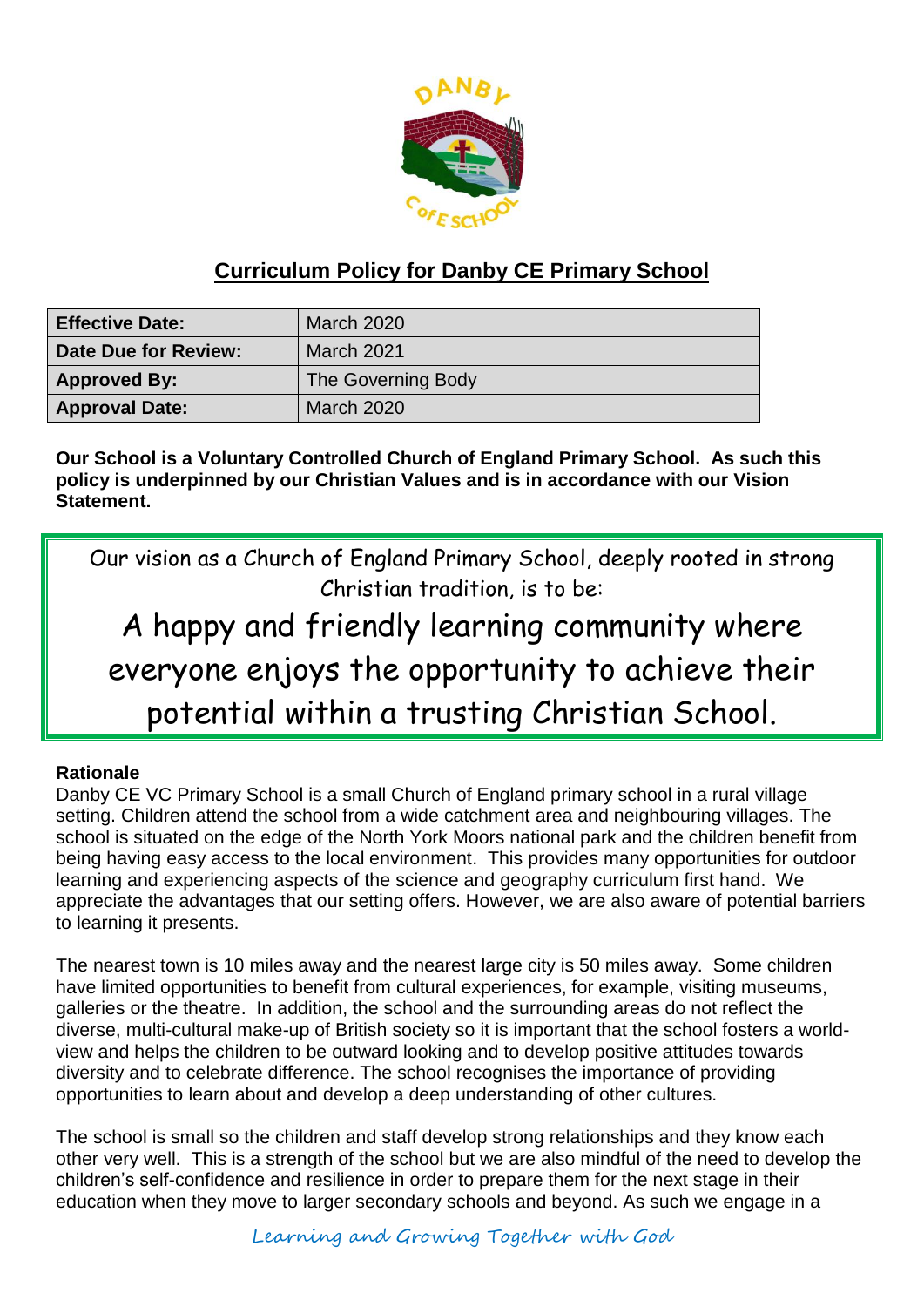# Curriculum Policy for Danby CE Primary School

| Effective Date: | March 2020 |
|---|---|
| Date Due for Review: | March 2021 |
| Approved By: | The Governing Body |
| Approval Date: | March 2020 |

**Our School is a Voluntary Controlled Church of England Primary School. As such this policy is underpinned by our Christian Values and is in accordance with our Vision Statement.**

Our vision as a Church of England Primary School, deeply rooted in strong Christian tradition, is to be:

A happy and friendly learning community where everyone enjoys the opportunity to achieve their potential within a trusting Christian School.

**Rationale**

Danby CE VC Primary School is a small Church of England primary school in a rural village setting. Children attend the school from a wide catchment area and neighbouring villages. The school is situated on the edge of the North York Moors national park and the children benefit from being having easy access to the local environment. This provides many opportunities for outdoor learning and experiencing aspects of the science and geography curriculum first hand. We appreciate the advantages that our setting offers. However, we are also aware of potential barriers to learning it presents.

The nearest town is 10 miles away and the nearest large city is 50 miles away. Some children have limited opportunities to benefit from cultural experiences, for example, visiting museums, galleries or the theatre. In addition, the school and the surrounding areas do not reflect the diverse, multi-cultural make-up of British society so it is important that the school fosters a world-view and helps the children to be outward looking and to develop positive attitudes towards diversity and to celebrate difference. The school recognises the importance of providing opportunities to learn about and develop a deep understanding of other cultures.

The school is small so the children and staff develop strong relationships and they know each other very well. This is a strength of the school but we are also mindful of the need to develop the children's self-confidence and resilience in order to prepare them for the next stage in their education when they move to larger secondary schools and beyond. As such we engage in a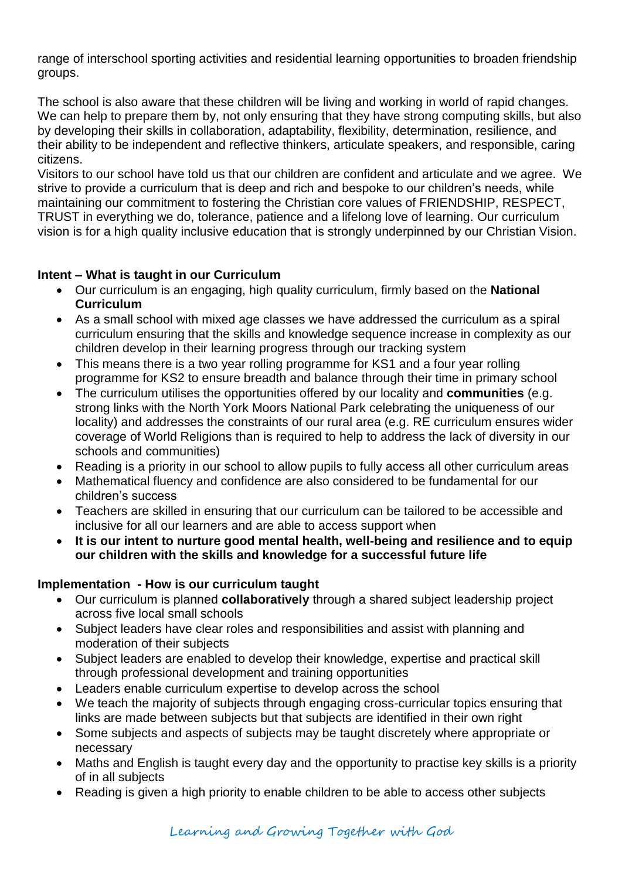range of interschool sporting activities and residential learning opportunities to broaden friendship groups.

The school is also aware that these children will be living and working in world of rapid changes. We can help to prepare them by, not only ensuring that they have strong computing skills, but also by developing their skills in collaboration, adaptability, flexibility, determination, resilience, and their ability to be independent and reflective thinkers, articulate speakers, and responsible, caring citizens.
Visitors to our school have told us that our children are confident and articulate and we agree. We strive to provide a curriculum that is deep and rich and bespoke to our children's needs, while maintaining our commitment to fostering the Christian core values of FRIENDSHIP, RESPECT, TRUST in everything we do, tolerance, patience and a lifelong love of learning. Our curriculum vision is for a high quality inclusive education that is strongly underpinned by our Christian Vision.

**Intent – What is taught in our Curriculum**

- Our curriculum is an engaging, high quality curriculum, firmly based on the **National Curriculum**
- As a small school with mixed age classes we have addressed the curriculum as a spiral curriculum ensuring that the skills and knowledge sequence increase in complexity as our children develop in their learning progress through our tracking system
- This means there is a two year rolling programme for KS1 and a four year rolling programme for KS2 to ensure breadth and balance through their time in primary school
- The curriculum utilises the opportunities offered by our locality and **communities** (e.g. strong links with the North York Moors National Park celebrating the uniqueness of our locality) and addresses the constraints of our rural area (e.g. RE curriculum ensures wider coverage of World Religions than is required to help to address the lack of diversity in our schools and communities)
- Reading is a priority in our school to allow pupils to fully access all other curriculum areas
- Mathematical fluency and confidence are also considered to be fundamental for our children's success
- Teachers are skilled in ensuring that our curriculum can be tailored to be accessible and inclusive for all our learners and are able to access support when
- **It is our intent to nurture good mental health, well-being and resilience and to equip our children with the skills and knowledge for a successful future life**

**Implementation - How is our curriculum taught**

- Our curriculum is planned **collaboratively** through a shared subject leadership project across five local small schools
- Subject leaders have clear roles and responsibilities and assist with planning and moderation of their subjects
- Subject leaders are enabled to develop their knowledge, expertise and practical skill through professional development and training opportunities
- Leaders enable curriculum expertise to develop across the school
- We teach the majority of subjects through engaging cross-curricular topics ensuring that links are made between subjects but that subjects are identified in their own right
- Some subjects and aspects of subjects may be taught discretely where appropriate or necessary
- Maths and English is taught every day and the opportunity to practise key skills is a priority of in all subjects
- Reading is given a high priority to enable children to be able to access other subjects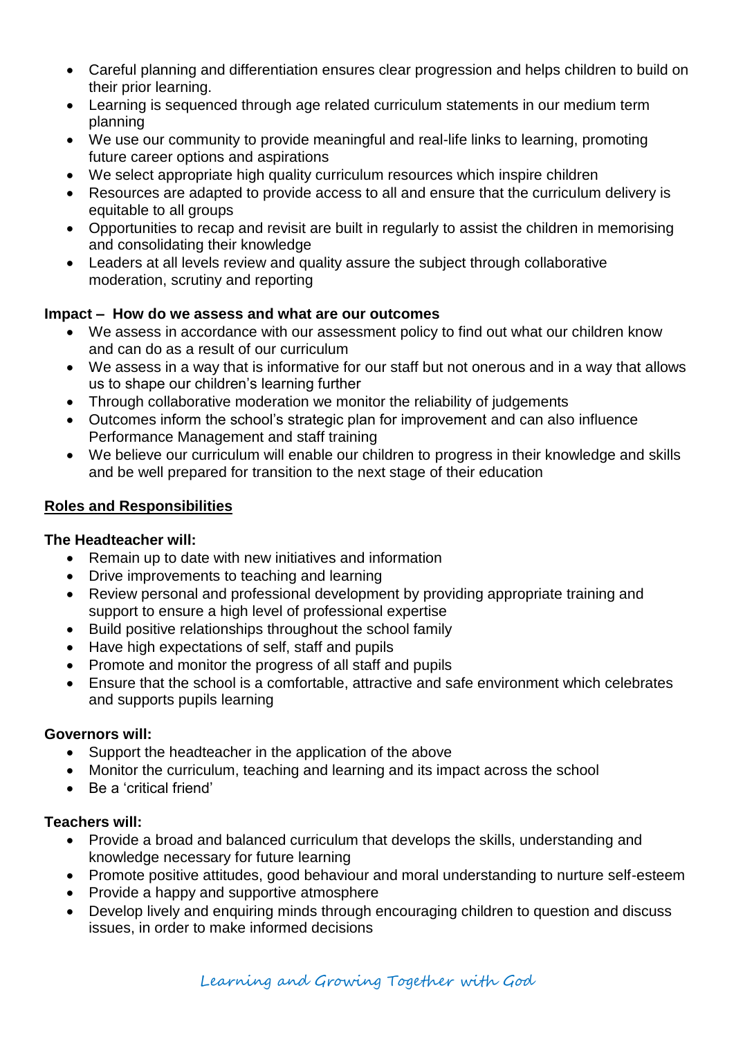- Careful planning and differentiation ensures clear progression and helps children to build on their prior learning.
- Learning is sequenced through age related curriculum statements in our medium term planning
- We use our community to provide meaningful and real-life links to learning, promoting future career options and aspirations
- We select appropriate high quality curriculum resources which inspire children
- Resources are adapted to provide access to all and ensure that the curriculum delivery is equitable to all groups
- Opportunities to recap and revisit are built in regularly to assist the children in memorising and consolidating their knowledge
- Leaders at all levels review and quality assure the subject through collaborative moderation, scrutiny and reporting

**Impact – How do we assess and what are our outcomes**

- We assess in accordance with our assessment policy to find out what our children know and can do as a result of our curriculum
- We assess in a way that is informative for our staff but not onerous and in a way that allows us to shape our children's learning further
- Through collaborative moderation we monitor the reliability of judgements
- Outcomes inform the school's strategic plan for improvement and can also influence Performance Management and staff training
- We believe our curriculum will enable our children to progress in their knowledge and skills and be well prepared for transition to the next stage of their education

## Roles and Responsibilities

**The Headteacher will:**

- Remain up to date with new initiatives and information
- Drive improvements to teaching and learning
- Review personal and professional development by providing appropriate training and support to ensure a high level of professional expertise
- Build positive relationships throughout the school family
- Have high expectations of self, staff and pupils
- Promote and monitor the progress of all staff and pupils
- Ensure that the school is a comfortable, attractive and safe environment which celebrates and supports pupils learning

**Governors will:**

- Support the headteacher in the application of the above
- Monitor the curriculum, teaching and learning and its impact across the school
- Be a 'critical friend'

**Teachers will:**

- Provide a broad and balanced curriculum that develops the skills, understanding and knowledge necessary for future learning
- Promote positive attitudes, good behaviour and moral understanding to nurture self-esteem
- Provide a happy and supportive atmosphere
- Develop lively and enquiring minds through encouraging children to question and discuss issues, in order to make informed decisions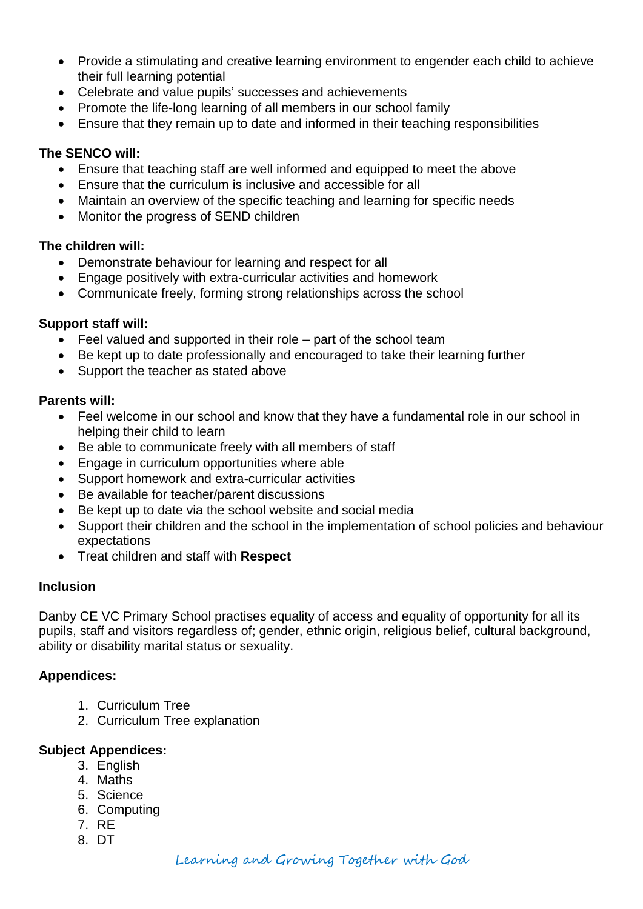- Provide a stimulating and creative learning environment to engender each child to achieve their full learning potential
- Celebrate and value pupils' successes and achievements
- Promote the life-long learning of all members in our school family
- Ensure that they remain up to date and informed in their teaching responsibilities

**The SENCO will:**

- Ensure that teaching staff are well informed and equipped to meet the above
- Ensure that the curriculum is inclusive and accessible for all
- Maintain an overview of the specific teaching and learning for specific needs
- Monitor the progress of SEND children

**The children will:**

- Demonstrate behaviour for learning and respect for all
- Engage positively with extra-curricular activities and homework
- Communicate freely, forming strong relationships across the school

**Support staff will:**

- Feel valued and supported in their role – part of the school team
- Be kept up to date professionally and encouraged to take their learning further
- Support the teacher as stated above

**Parents will:**

- Feel welcome in our school and know that they have a fundamental role in our school in helping their child to learn
- Be able to communicate freely with all members of staff
- Engage in curriculum opportunities where able
- Support homework and extra-curricular activities
- Be available for teacher/parent discussions
- Be kept up to date via the school website and social media
- Support their children and the school in the implementation of school policies and behaviour expectations
- Treat children and staff with **Respect**

**Inclusion**

Danby CE VC Primary School practises equality of access and equality of opportunity for all its pupils, staff and visitors regardless of; gender, ethnic origin, religious belief, cultural background, ability or disability marital status or sexuality.

**Appendices:**

1. Curriculum Tree
2. Curriculum Tree explanation

**Subject Appendices:**

3. English
4. Maths
5. Science
6. Computing
7. RE
8. DT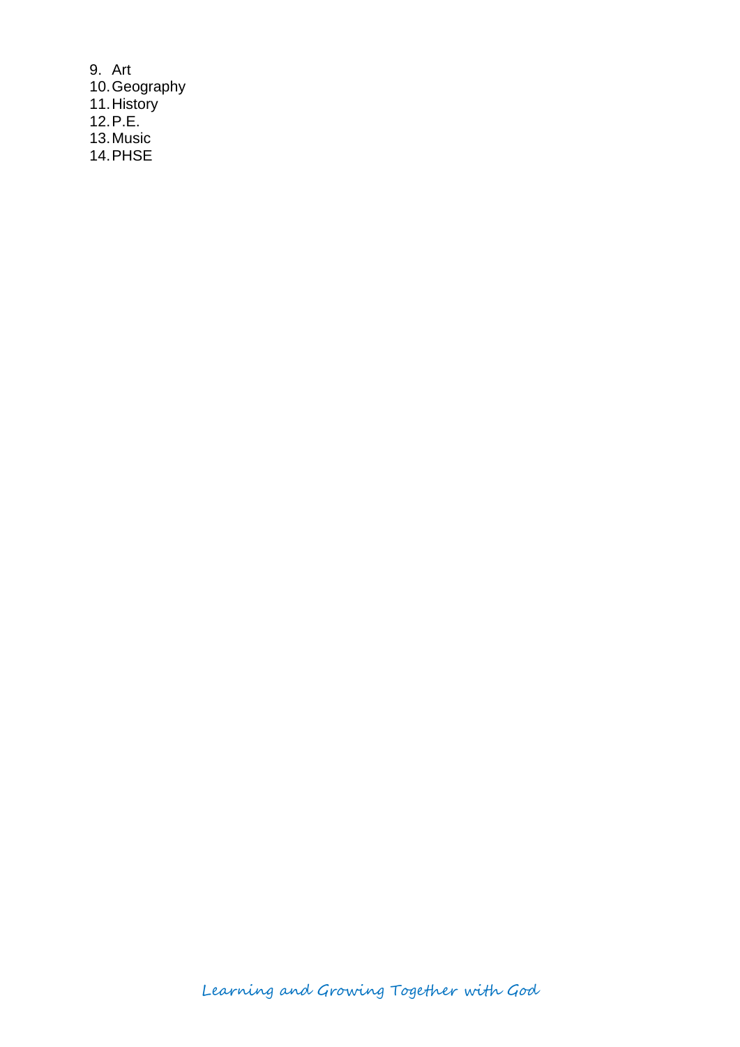9. Art
10. Geography
11. History
12. P.E.
13. Music
14. PHSE